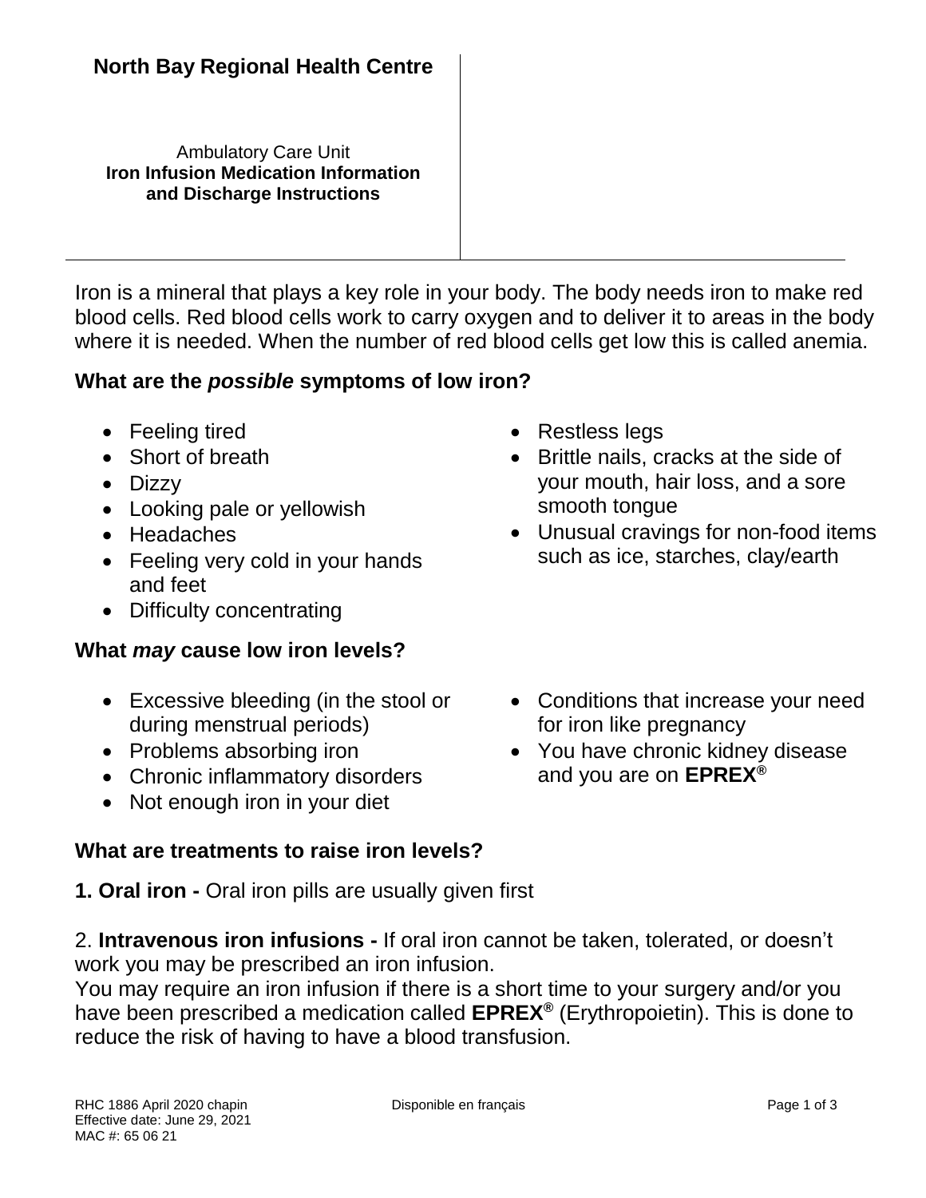# North Bay Regional Health Centre

Ambulatory Care Unit
**Iron Infusion Medication Information and Discharge Instructions**

Iron is a mineral that plays a key role in your body. The body needs iron to make red blood cells. Red blood cells work to carry oxygen and to deliver it to areas in the body where it is needed. When the number of red blood cells get low this is called anemia.

## What are the *possible* symptoms of low iron?

- Feeling tired
- Short of breath
- Dizzy
- Looking pale or yellowish
- Headaches
- Feeling very cold in your hands and feet
- Difficulty concentrating
- Restless legs
- Brittle nails, cracks at the side of your mouth, hair loss, and a sore smooth tongue
- Unusual cravings for non-food items such as ice, starches, clay/earth

## What *may* cause low iron levels?

- Excessive bleeding (in the stool or during menstrual periods)
- Problems absorbing iron
- Chronic inflammatory disorders
- Not enough iron in your diet
- Conditions that increase your need for iron like pregnancy
- You have chronic kidney disease and you are on **EPREX®**

## What are treatments to raise iron levels?

**1. Oral iron -** Oral iron pills are usually given first

2. **Intravenous iron infusions -** If oral iron cannot be taken, tolerated, or doesn't work you may be prescribed an iron infusion.
You may require an iron infusion if there is a short time to your surgery and/or you have been prescribed a medication called **EPREX®** (Erythropoietin). This is done to reduce the risk of having to have a blood transfusion.

RHC 1886 April 2020 chapin
Effective date: June 29, 2021
MAC #: 65 06 21

Disponible en français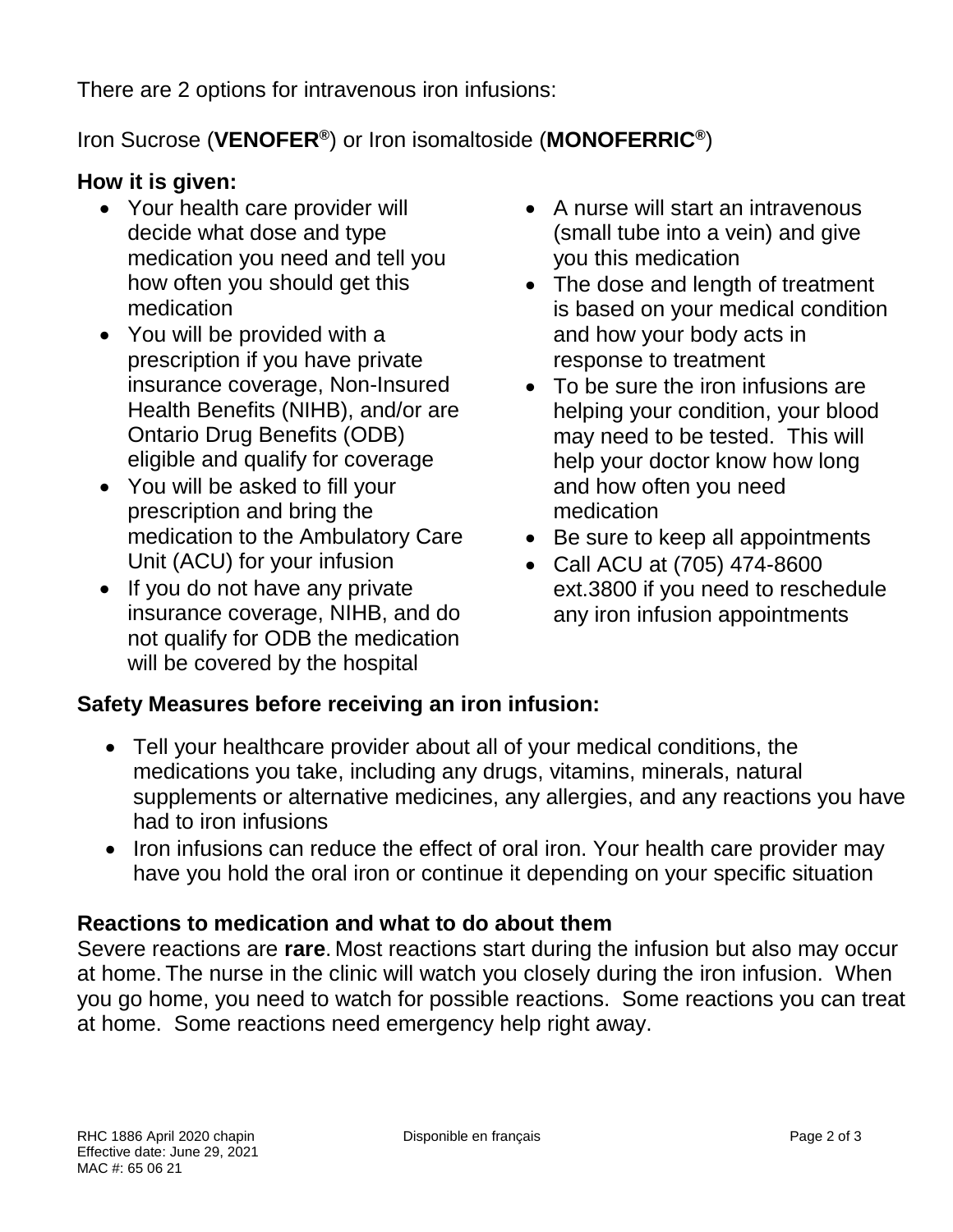There are 2 options for intravenous iron infusions:

Iron Sucrose (**VENOFER®**) or Iron isomaltoside (**MONOFERRIC®**)

## How it is given:

- Your health care provider will decide what dose and type medication you need and tell you how often you should get this medication
- You will be provided with a prescription if you have private insurance coverage, Non-Insured Health Benefits (NIHB), and/or are Ontario Drug Benefits (ODB) eligible and qualify for coverage
- You will be asked to fill your prescription and bring the medication to the Ambulatory Care Unit (ACU) for your infusion
- If you do not have any private insurance coverage, NIHB, and do not qualify for ODB the medication will be covered by the hospital
- A nurse will start an intravenous (small tube into a vein) and give you this medication
- The dose and length of treatment is based on your medical condition and how your body acts in response to treatment
- To be sure the iron infusions are helping your condition, your blood may need to be tested. This will help your doctor know how long and how often you need medication
- Be sure to keep all appointments
- Call ACU at (705) 474-8600 ext.3800 if you need to reschedule any iron infusion appointments

## Safety Measures before receiving an iron infusion:

- Tell your healthcare provider about all of your medical conditions, the medications you take, including any drugs, vitamins, minerals, natural supplements or alternative medicines, any allergies, and any reactions you have had to iron infusions
- Iron infusions can reduce the effect of oral iron. Your health care provider may have you hold the oral iron or continue it depending on your specific situation

## Reactions to medication and what to do about them

Severe reactions are **rare**. Most reactions start during the infusion but also may occur at home. The nurse in the clinic will watch you closely during the iron infusion. When you go home, you need to watch for possible reactions. Some reactions you can treat at home. Some reactions need emergency help right away.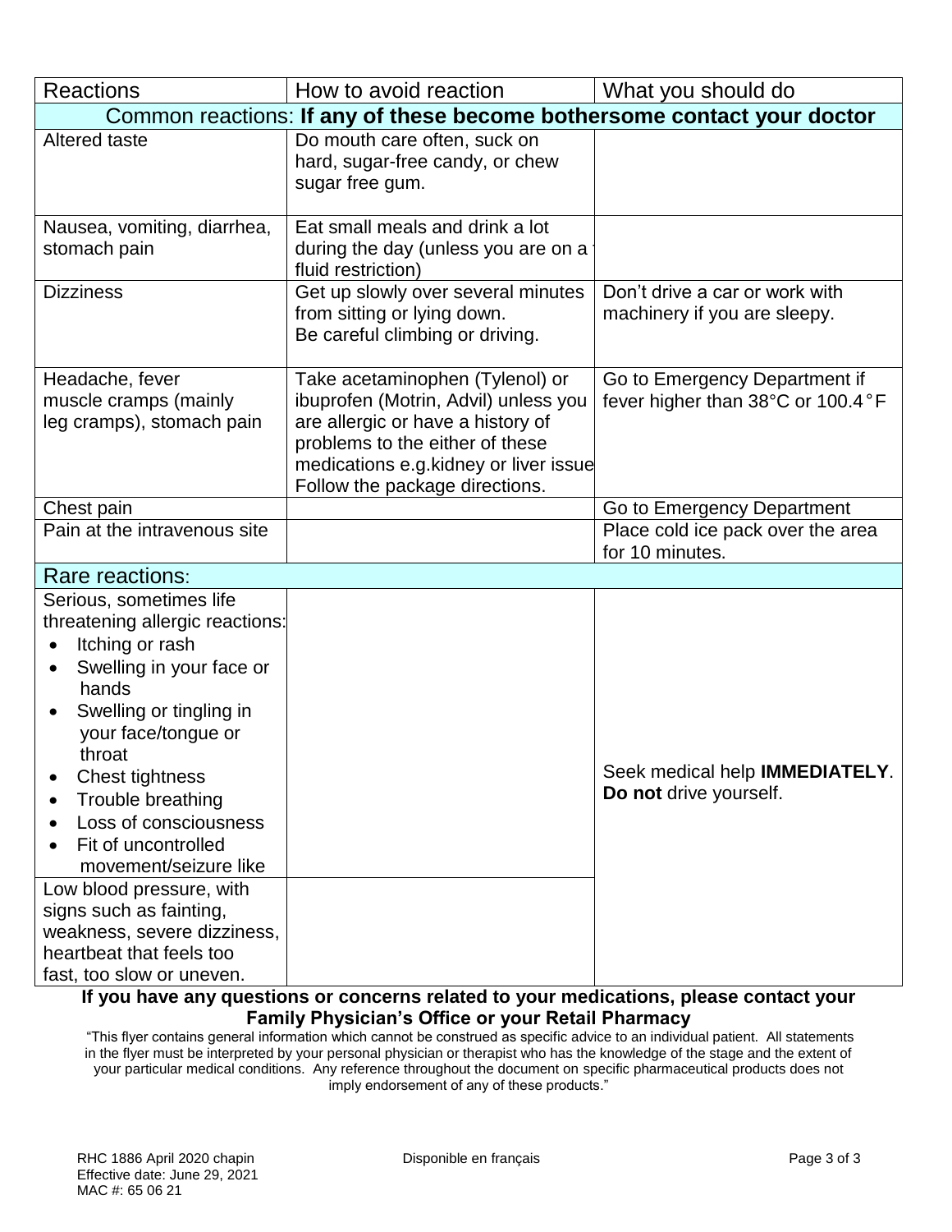| Reactions | How to avoid reaction | What you should do |
|---|---|---|
| Common reactions: **If any of these become bothersome contact your doctor** | | |
| Altered taste | Do mouth care often, suck on hard, sugar-free candy, or chew sugar free gum. | |
| Nausea, vomiting, diarrhea, stomach pain | Eat small meals and drink a lot during the day (unless you are on a fluid restriction) | |
| Dizziness | Get up slowly over several minutes from sitting or lying down. Be careful climbing or driving. | Don't drive a car or work with machinery if you are sleepy. |
| Headache, fever muscle cramps (mainly leg cramps), stomach pain | Take acetaminophen (Tylenol) or ibuprofen (Motrin, Advil) unless you are allergic or have a history of problems to the either of these medications e.g.kidney or liver issue Follow the package directions. | Go to Emergency Department if fever higher than 38°C or 100.4°F |
| Chest pain | | Go to Emergency Department |
| Pain at the intravenous site | | Place cold ice pack over the area for 10 minutes. |
| Rare reactions: | | |
| Serious, sometimes life threatening allergic reactions:<br>• Itching or rash<br>• Swelling in your face or hands<br>• Swelling or tingling in your face/tongue or throat<br>• Chest tightness<br>• Trouble breathing<br>• Loss of consciousness<br>• Fit of uncontrolled movement/seizure like | | Seek medical help **IMMEDIATELY**. **Do not** drive yourself. |
| Low blood pressure, with signs such as fainting, weakness, severe dizziness, heartbeat that feels too fast, too slow or uneven. | | |

**If you have any questions or concerns related to your medications, please contact your Family Physician's Office or your Retail Pharmacy**

"This flyer contains general information which cannot be construed as specific advice to an individual patient. All statements in the flyer must be interpreted by your personal physician or therapist who has the knowledge of the stage and the extent of your particular medical conditions. Any reference throughout the document on specific pharmaceutical products does not imply endorsement of any of these products."

RHC 1886 April 2020 chapin
Effective date: June 29, 2021
MAC #: 65 06 21

Disponible en français